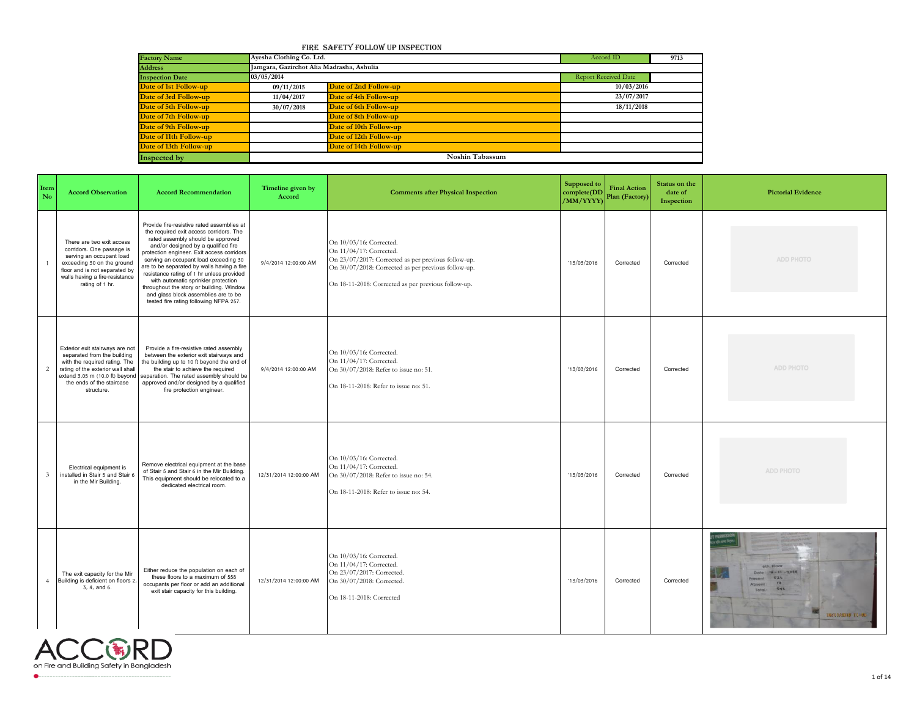# FIRE SAFETY FOLLOW UP INSPECTION

| Factory Name | Ayesha Clothing Co. Ltd. | | Accord ID | 9713 |
|---|---|---|---|---|
| Address | Jamgara, Gazirchot Alia Madrasha, Ashulia | | | |
| Inspection Date | 03/05/2014 | | Report Received Date | |
| Date of 1st Follow-up | 09/11/2015 | Date of 2nd Follow-up | 10/03/2016 | |
| Date of 3rd Follow-up | 11/04/2017 | Date of 4th Follow-up | 23/07/2017 | |
| Date of 5th Follow-up | 30/07/2018 | Date of 6th Follow-up | 18/11/2018 | |
| Date of 7th Follow-up | | Date of 8th Follow-up | | |
| Date of 9th Follow-up | | Date of 10th Follow-up | | |
| Date of 11th Follow-up | | Date of 12th Follow-up | | |
| Date of 13th Follow-up | | Date of 14th Follow-up | | |
| Inspected by | Noshin Tabassum | | | |

| Item No | Accord Observation | Accord Recommendation | Timeline given by Accord | Comments after Physical Inspection | Supposed to complete(DD/MM/YYYY) | Final Action Plan (Factory) | Status on the date of Inspection | Pictorial Evidence |
|---|---|---|---|---|---|---|---|---|
| 1 | There are two exit access corridors. One passage is serving an occupant load exceeding 30 on the ground floor and is not separated by walls having a fire-resistance rating of 1 hr. | Provide fire-resistive rated assemblies at the required exit access corridors. The rated assembly should be approved and/or designed by a qualified fire protection engineer. Exit access corridors serving an occupant load exceeding 30 are to be separated by walls having a fire resistance rating of 1 hr unless provided with automatic sprinkler protection throughout the story or building. Window and glass block assemblies are to be tested fire rating following NFPA 257. | 9/4/2014 12:00:00 AM | On 10/03/16: Corrected.<br>On 11/04/17: Corrected.<br>On 23/07/2017: Corrected as per previous follow-up.<br>On 30/07/2018: Corrected as per previous follow-up.<br>On 18-11-2018: Corrected as per previous follow-up. | '13/03/2016 | Corrected | Corrected | ADD PHOTO |
| 2 | Exterior exit stairways are not separated from the building with the required rating. The rating of the exterior wall shall extend 3.05 m (10.0 ft) beyond the ends of the staircase structure. | Provide a fire-resistive rated assembly between the exterior exit stairways and the building up to 10 ft beyond the end of the stair to achieve the required separation. The rated assembly should be approved and/or designed by a qualified fire protection engineer. | 9/4/2014 12:00:00 AM | On 10/03/16: Corrected.<br>On 11/04/17: Corrected.<br>On 30/07/2018: Refer to issue no: 51.<br>On 18-11-2018: Refer to issue no: 51. | '13/03/2016 | Corrected | Corrected | ADD PHOTO |
| 3 | Electrical equipment is installed in Stair 5 and Stair 6 in the Mir Building. | Remove electrical equipment at the base of Stair 5 and Stair 6 in the Mir Building. This equipment should be relocated to a dedicated electrical room. | 12/31/2014 12:00:00 AM | On 10/03/16: Corrected.<br>On 11/04/17: Corrected.<br>On 30/07/2018: Refer to issue no: 54.<br>On 18-11-2018: Refer to issue no: 54. | '13/03/2016 | Corrected | Corrected | ADD PHOTO |
| 4 | The exit capacity for the Mir Building is deficient on floors 2, 3, 4, and 6. | Either reduce the population on each of these floors to a maximum of 558 occupants per floor or add an additional exit stair capacity for this building. | 12/31/2014 12:00:00 AM | On 10/03/16: Corrected.<br>On 11/04/17: Corrected.<br>On 23/07/2017: Corrected.<br>On 30/07/2018: Corrected.<br>On 18-11-2018: Corrected | '13/03/2016 | Corrected | Corrected | |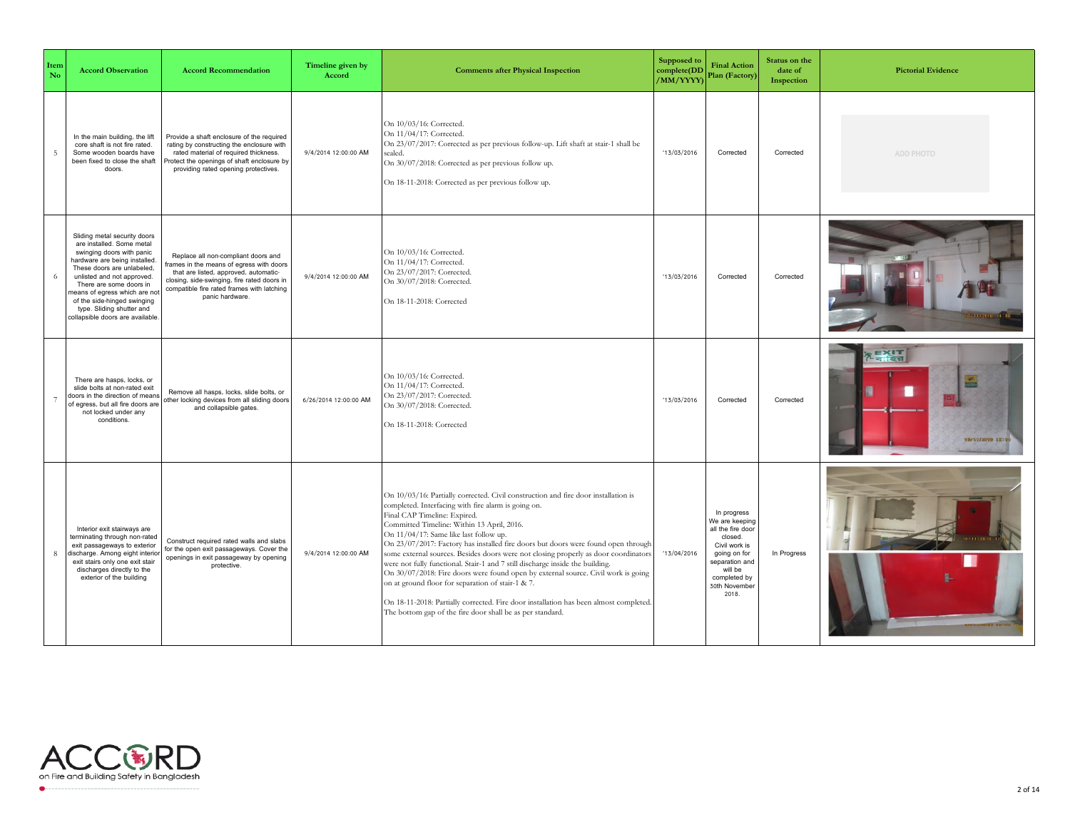| Item No | Accord Observation | Accord Recommendation | Timeline given by Accord | Comments after Physical Inspection | Supposed to complete(DD/MM/YYYY) | Final Action Plan (Factory) | Status on the date of Inspection | Pictorial Evidence |
|---|---|---|---|---|---|---|---|---|
| 5 | In the main building, the lift core shaft is not fire rated. Some wooden boards have been fixed to close the shaft doors. | Provide a shaft enclosure of the required rating by constructing the enclosure with rated material of required thickness. Protect the openings of shaft enclosure by providing rated opening protectives. | 9/4/2014 12:00:00 AM | On 10/03/16: Corrected.<br>On 11/04/17: Corrected.<br>On 23/07/2017: Corrected as per previous follow-up. Lift shaft at stair-1 shall be sealed.<br>On 30/07/2018: Corrected as per previous follow up.<br>On 18-11-2018: Corrected as per previous follow up. | '13/03/2016 | Corrected | Corrected | ADD PHOTO |
| 6 | Sliding metal security doors are installed. Some metal swinging doors with panic hardware are being installed. These doors are unlabeled, unlisted and not approved. There are some doors in means of egress which are not of the side-hinged swinging type. Sliding shutter and collapsible doors are available. | Replace all non-compliant doors and frames in the means of egress with doors that are listed, approved, automatic-closing, side-swinging, fire rated doors in compatible fire rated frames with latching panic hardware. | 9/4/2014 12:00:00 AM | On 10/03/16: Corrected.<br>On 11/04/17: Corrected.<br>On 23/07/2017: Corrected.<br>On 30/07/2018: Corrected.<br>On 18-11-2018: Corrected | '13/03/2016 | Corrected | Corrected | |
| 7 | There are hasps, locks, or slide bolts at non-rated exit doors in the direction of means of egress, but all fire doors are not locked under any conditions. | Remove all hasps, locks, slide bolts, or other locking devices from all sliding doors and collapsible gates. | 6/26/2014 12:00:00 AM | On 10/03/16: Corrected.<br>On 11/04/17: Corrected.<br>On 23/07/2017: Corrected.<br>On 30/07/2018: Corrected.<br>On 18-11-2018: Corrected | '13/03/2016 | Corrected | Corrected | |
| 8 | Interior exit stairways are terminating through non-rated exit passageways to exterior discharge. Among eight interior exit stairs only one exit stair discharges directly to the exterior of the building | Construct required rated walls and slabs for the open exit passageways. Cover the openings in exit passageway by opening protective. | 9/4/2014 12:00:00 AM | On 10/03/16: Partially corrected. Civil construction and fire door installation is completed. Interfacing with fire alarm is going on.<br>Final CAP Timeline: Expired.<br>Committed Timeline: Within 13 April, 2016.<br>On 11/04/17: Same like last follow up.<br>On 23/07/2017: Factory has installed fire doors but doors were found open through some external sources. Besides doors were not closing properly as door coordinators were not fully functional. Stair-1 and 7 still discharge inside the building.<br>On 30/07/2018: Fire doors were found open by external source. Civil work is going on at ground floor for separation of stair-1 & 7.<br>On 18-11-2018: Partially corrected. Fire door installation has been almost completed. The bottom gap of the fire door shall be as per standard. | '13/04/2016 | In progress We are keeping all the fire door closed. Civil work is going on for separation and will be completed by 30th November 2018. | In Progress | |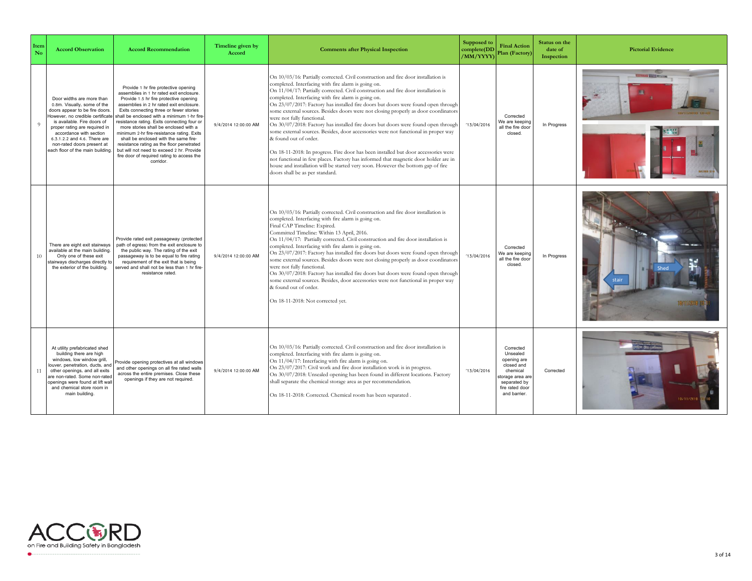| Item No | Accord Observation | Accord Recommendation | Timeline given by Accord | Comments after Physical Inspection | Supposed to complete(DD/MM/YYYY) | Final Action Plan (Factory) | Status on the date of Inspection | Pictorial Evidence |
|---|---|---|---|---|---|---|---|---|
| 9 | Door widths are more than 0.8m. Visually, some of the doors appear to be fire doors. However, no credible certificate is available. Fire doors of proper rating are required in accordance with section 6.3.1.2.2 and 4.6. There are non-rated doors present at each floor of the main building. | Provide 1 hr fire protective opening assemblies in 1 hr rated exit enclosure. Provide 1.5 hr fire protective opening assemblies in 2 hr rated exit enclosure. Exits connecting three or fewer stories shall be enclosed with a minimum 1-hr fire-resistance rating. Exits connecting four or more stories shall be enclosed with a minimum 2-hr fire-resistance rating. Exits shall be enclosed with the same fire-resistance rating as the floor penetrated but will not need to exceed 2 hr. Provide fire door of required rating to access the corridor. | 9/4/2014 12:00:00 AM | On 10/03/16: Partially corrected. Civil construction and fire door installation is completed. Interfacing with fire alarm is going on.<br>On 11/04/17: Partially corrected. Civil construction and fire door installation is completed. Interfacing with fire alarm is going on.<br>On 23/07/2017: Factory has installed fire doors but doors were found open through some external sources. Besides doors were not closing properly as door coordinators were not fully functional.<br>On 30/07/2018: Factory has installed fire doors but doors were found open through some external sources. Besides, door accessories were not functional in proper way & found out of order.<br><br>On 18-11-2018: In progress. Fire door has been installed but door accessories were not functional in few places. Factory has informed that magnetic door holder are in house and installation will be started very soon. However the bottom gap of fire doors shall be as per standard. | '13/04/2016 | Corrected We are keeping all the fire door closed. | In Progress | |
| 10 | There are eight exit stairways available at the main building. Only one of these exit stairways discharges directly to the exterior of the building. | Provide rated exit passageway (protected path of egress) from the exit enclosure to the public way. The rating of the exit passageway is to be equal to fire rating requirement of the exit that is being served and shall not be less than 1 hr fire-resistance rated. | 9/4/2014 12:00:00 AM | On 10/03/16: Partially corrected. Civil construction and fire door installation is completed. Interfacing with fire alarm is going on.<br>Final CAP Timeline: Expired.<br>Committed Timeline: Within 13 April, 2016.<br>On 11/04/17: Partially corrected. Civil construction and fire door installation is completed. Interfacing with fire alarm is going on.<br>On 23/07/2017: Factory has installed fire doors but doors were found open through some external sources. Besides doors were not closing properly as door coordinators were not fully functional.<br>On 30/07/2018: Factory has installed fire doors but doors were found open through some external sources. Besides, door accessories were not functional in proper way & found out of order.<br><br>On 18-11-2018: Not corrected yet. | '13/04/2016 | Corrected We are keeping all the fire door closed. | In Progress | |
| 11 | At utility prefabricated shed building there are high windows, low window grill, louver, penetration, ducts, and other openings, and all exits are non-rated. Some non-rated openings were found at lift wall and chemical store room in main building. | Provide opening protectives at all windows and other openings on all fire rated walls across the entire premises. Close these openings if they are not required. | 9/4/2014 12:00:00 AM | On 10/03/16: Partially corrected. Civil construction and fire door installation is completed. Interfacing with fire alarm is going on.<br>On 11/04/17: Interfacing with fire alarm is going on.<br>On 23/07/2017: Civil work and fire door installation work is in progress.<br>On 30/07/2018: Unsealed opening has been found in different locations. Factory shall separate the chemical storage area as per recommendation.<br><br>On 18-11-2018: Corrected. Chemical room has been separated . | '13/04/2016 | Corrected Unsealed opening are closed and chemical storage area are separated by fire rated door and barrier. | Corrected | |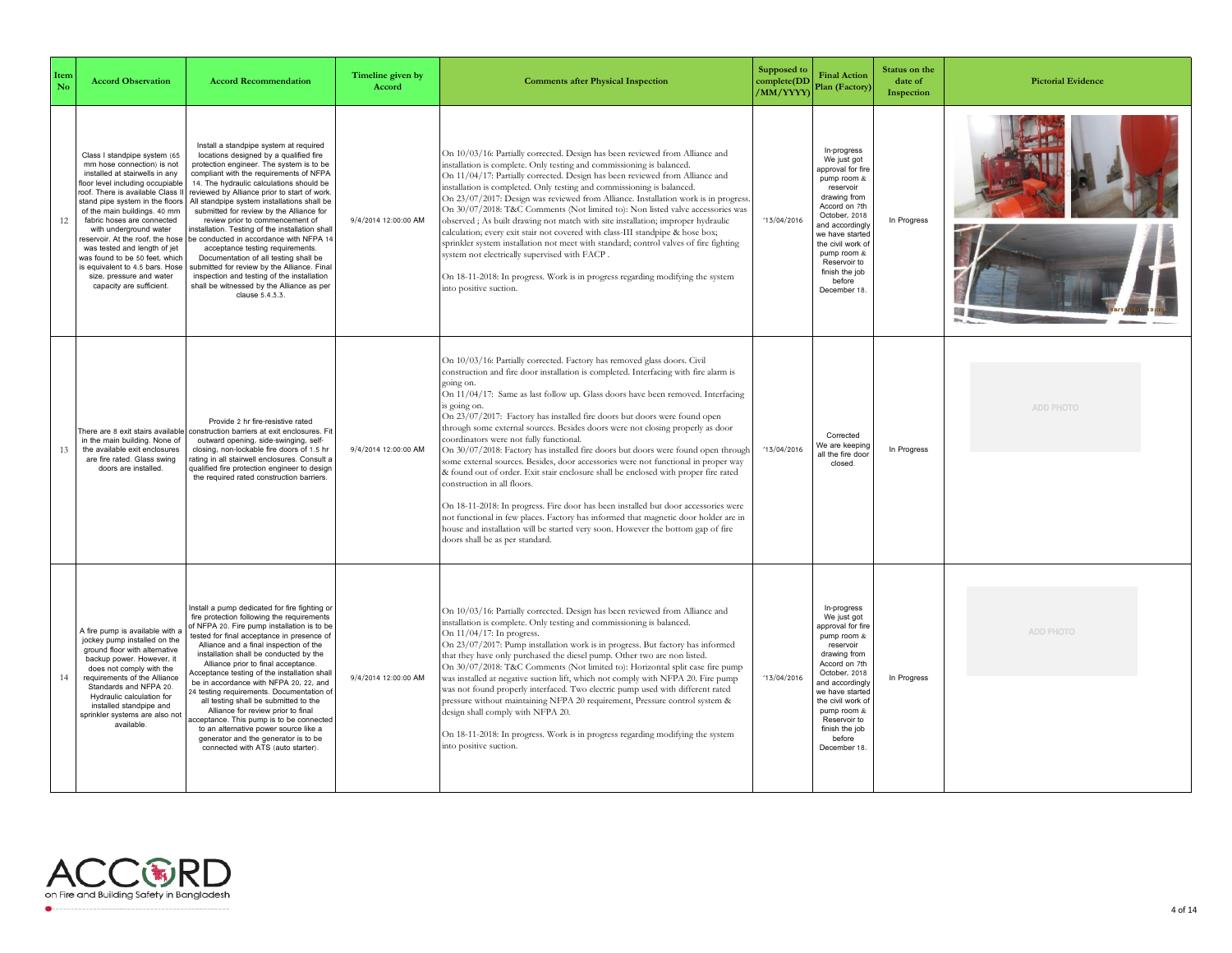| Item No | Accord Observation | Accord Recommendation | Timeline given by Accord | Comments after Physical Inspection | Supposed to complete(DD/MM/YYYY) | Final Action Plan (Factory) | Status on the date of Inspection | Pictorial Evidence |
|---|---|---|---|---|---|---|---|---|
| 12 | Class I standpipe system (65 mm hose connection) is not installed at stairwells in any floor level including occupiable roof. There is available Class II stand pipe system in the floors of the main buildings. 40 mm fabric hoses are connected with underground water reservoir. At the roof, the hose was tested and length of jet was found to be 50 feet, which is equivalent to 4.5 bars. Hose size, pressure and water capacity are sufficient. | Install a standpipe system at required locations designed by a qualified fire protection engineer. The system is to be compliant with the requirements of NFPA 14. The hydraulic calculations should be reviewed by Alliance prior to start of work. All standpipe system installations shall be submitted for review by the Alliance for review prior to commencement of installation. Testing of the installation shall be conducted in accordance with NFPA 14 acceptance testing requirements. Documentation of all testing shall be submitted for review by the Alliance. Final inspection and testing of the installation shall be witnessed by the Alliance as per clause 5.4.3.3. | 9/4/2014 12:00:00 AM | On 10/03/16: Partially corrected. Design has been reviewed from Alliance and installation is complete. Only testing and commissioning is balanced.<br>On 11/04/17: Partially corrected. Design has been reviewed from Alliance and installation is completed. Only testing and commissioning is balanced.<br>On 23/07/2017: Design was reviewed from Alliance. Installation work is in progress.<br>On 30/07/2018: T&C Comments (Not limited to): Non listed valve accessories was observed ; As built drawing not match with site installation; improper hydraulic calculation; every exit stair not covered with class-III standpipe & hose box; sprinkler system installation not meet with standard; control valves of fire fighting system not electrically supervised with FACP .<br><br>On 18-11-2018: In progress. Work is in progress regarding modifying the system into positive suction. | '13/04/2016 | In-progress<br>We just got approval for fire pump room & reservoir drawing from Accord on 7th October, 2018 and accordingly we have started the civil work of pump room & Reservoir to finish the job before December 18. | In Progress | |
| 13 | There are 8 exit stairs available in the main building. None of the available exit enclosures are fire rated. Glass swing doors are installed. | Provide 2 hr fire-resistive rated construction barriers at exit enclosures. Fit outward opening, side-swinging, self-closing, non-lockable fire doors of 1.5 hr rating in all stairwell enclosures. Consult a qualified fire protection engineer to design the required rated construction barriers. | 9/4/2014 12:00:00 AM | On 10/03/16: Partially corrected. Factory has removed glass doors. Civil construction and fire door installation is completed. Interfacing with fire alarm is going on.<br>On 11/04/17: Same as last follow up. Glass doors have been removed. Interfacing is going on.<br>On 23/07/2017: Factory has installed fire doors but doors were found open through some external sources. Besides doors were not closing properly as door coordinators were not fully functional.<br>On 30/07/2018: Factory has installed fire doors but doors were found open through some external sources. Besides, door accessories were not functional in proper way & found out of order. Exit stair enclosure shall be enclosed with proper fire rated construction in all floors.<br><br>On 18-11-2018: In progress. Fire door has been installed but door accessories were not functional in few places. Factory has informed that magnetic door holder are in house and installation will be started very soon. However the bottom gap of fire doors shall be as per standard. | '13/04/2016 | Corrected<br>We are keeping all the fire door closed. | In Progress | ADD PHOTO |
| 14 | A fire pump is available with a jockey pump installed on the ground floor with alternative backup power. However, it does not comply with the requirements of the Alliance Standards and NFPA 20. Hydraulic calculation for installed standpipe and sprinkler systems are also not available. | Install a pump dedicated for fire fighting or fire protection following the requirements of NFPA 20. Fire pump installation is to be tested for final acceptance in presence of Alliance and a final inspection of the installation shall be conducted by the Alliance prior to final acceptance. Acceptance testing of the installation shall be in accordance with NFPA 20, 22, and 24 testing requirements. Documentation of all testing shall be submitted to the Alliance for review prior to final acceptance. This pump is to be connected to an alternative power source like a generator and the generator is to be connected with ATS (auto starter). | 9/4/2014 12:00:00 AM | On 10/03/16: Partially corrected. Design has been reviewed from Alliance and installation is complete. Only testing and commissioning is balanced.<br>On 11/04/17: In progress.<br>On 23/07/2017: Pump installation work is in progress. But factory has informed that they have only purchased the diesel pump. Other two are non listed.<br>On 30/07/2018: T&C Comments (Not limited to): Horizontal split case fire pump was installed at negative suction lift, which not comply with NFPA 20. Fire pump was not found properly interfaced. Two electric pump used with different rated pressure without maintaining NFPA 20 requirement, Pressure control system & design shall comply with NFPA 20.<br><br>On 18-11-2018: In progress. Work is in progress regarding modifying the system into positive suction. | '13/04/2016 | In-progress<br>We just got approval for fire pump room & reservoir drawing from Accord on 7th October, 2018 and accordingly we have started the civil work of pump room & Reservoir to finish the job before December 18. | In Progress | ADD PHOTO |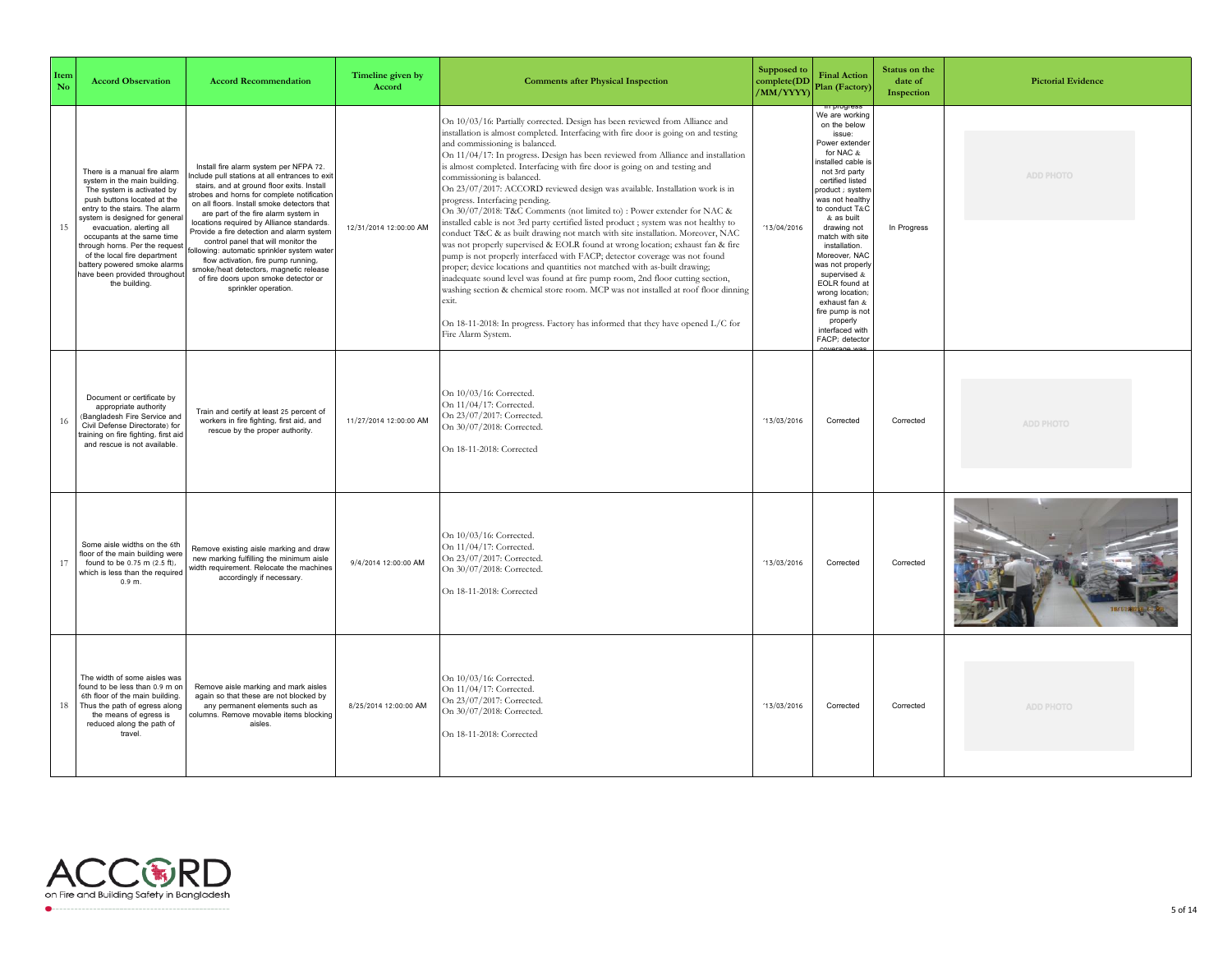| Item No | Accord Observation | Accord Recommendation | Timeline given by Accord | Comments after Physical Inspection | Supposed to complete(DD/MM/YYYY) | Final Action Plan (Factory) | Status on the date of Inspection | Pictorial Evidence |
|---|---|---|---|---|---|---|---|---|
| 15 | There is a manual fire alarm system in the main building. The system is activated by push buttons located at the entry to the stairs. The alarm system is designed for general evacuation, alerting all occupants at the same time through horns. Per the request of the local fire department battery powered smoke alarms have been provided throughout the building. | Install fire alarm system per NFPA 72. Include pull stations at all entrances to exit stairs, and at ground floor exits. Install strobes and horns for complete notification on all floors. Install smoke detectors that are part of the fire alarm system in locations required by Alliance standards. Provide a fire detection and alarm system control panel that will monitor the following: automatic sprinkler system water flow activation, fire pump running, smoke/heat detectors, magnetic release of fire doors upon smoke detector or sprinkler operation. | 12/31/2014 12:00:00 AM | On 10/03/16: Partially corrected. Design has been reviewed from Alliance and installation is almost completed. Interfacing with fire door is going on and testing and commissioning is balanced.<br>On 11/04/17: In progress. Design has been reviewed from Alliance and installation is almost completed. Interfacing with fire door is going on and testing and commissioning is balanced.<br>On 23/07/2017: ACCORD reviewed design was available. Installation work is in progress. Interfacing pending.<br>On 30/07/2018: T&C Comments (not limited to) : Power extender for NAC & installed cable is not 3rd party certified listed product ; system was not healthy to conduct T&C & as built drawing not match with site installation. Moreover, NAC was not properly supervised & EOLR found at wrong location; exhaust fan & fire pump is not properly interfaced with FACP; detector coverage was not found proper; device locations and quantities not matched with as-built drawing; inadequate sound level was found at fire pump room, 2nd floor cutting section, washing section & chemical store room. MCP was not installed at roof floor dinning exit.<br><br>On 18-11-2018: In progress. Factory has informed that they have opened L/C for Fire Alarm System. | '13/04/2016 | In progress<br>We are working on the below issue:<br>Power extender for NAC & installed cable is not 3rd party certified listed product ; system was not healthy to conduct T&C & as built drawing not match with site installation. Moreover, NAC was not properly supervised & EOLR found at wrong location; exhaust fan & fire pump is not properly interfaced with FACP; detector coverage was | In Progress | ADD PHOTO |
| 16 | Document or certificate by appropriate authority (Bangladesh Fire Service and Civil Defense Directorate) for training on fire fighting, first aid and rescue is not available. | Train and certify at least 25 percent of workers in fire fighting, first aid, and rescue by the proper authority. | 11/27/2014 12:00:00 AM | On 10/03/16: Corrected.<br>On 11/04/17: Corrected.<br>On 23/07/2017: Corrected.<br>On 30/07/2018: Corrected.<br><br>On 18-11-2018: Corrected | '13/03/2016 | Corrected | Corrected | ADD PHOTO |
| 17 | Some aisle widths on the 6th floor of the main building were found to be 0.75 m (2.5 ft), which is less than the required 0.9 m. | Remove existing aisle marking and draw new marking fulfilling the minimum aisle width requirement. Relocate the machines accordingly if necessary. | 9/4/2014 12:00:00 AM | On 10/03/16: Corrected.<br>On 11/04/17: Corrected.<br>On 23/07/2017: Corrected.<br>On 30/07/2018: Corrected.<br><br>On 18-11-2018: Corrected | '13/03/2016 | Corrected | Corrected | |
| 18 | The width of some aisles was found to be less than 0.9 m on 6th floor of the main building. Thus the path of egress along the means of egress is reduced along the path of travel. | Remove aisle marking and mark aisles again so that these are not blocked by any permanent elements such as columns. Remove movable items blocking aisles. | 8/25/2014 12:00:00 AM | On 10/03/16: Corrected.<br>On 11/04/17: Corrected.<br>On 23/07/2017: Corrected.<br>On 30/07/2018: Corrected.<br><br>On 18-11-2018: Corrected | '13/03/2016 | Corrected | Corrected | ADD PHOTO |

ACCORD on Fire and Building Safety in Bangladesh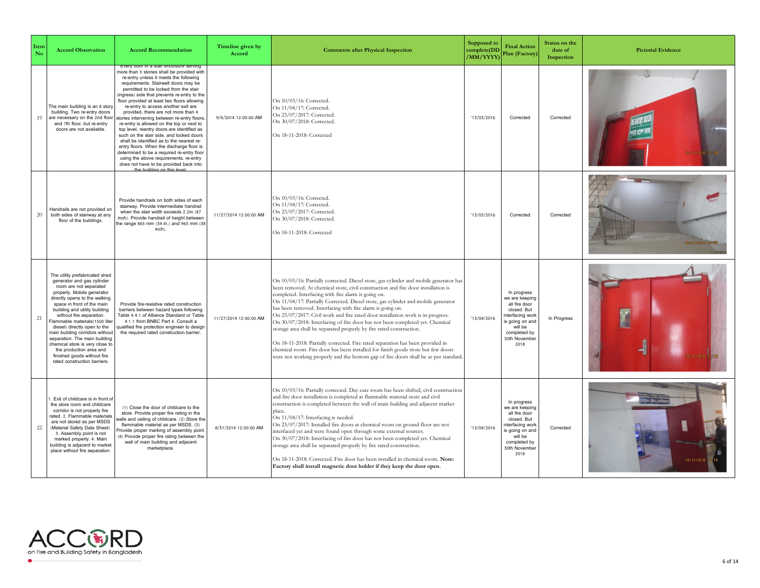| Item No | Accord Observation | Accord Recommendation | Timeline given by Accord | Comments after Physical Inspection | Supposed to complete(DD/MM/YYYY) | Final Action Plan (Factory) | Status on the date of Inspection | Pictorial Evidence |
|---|---|---|---|---|---|---|---|---|
| 19 | The main building is an 8 story building. Two re-entry doors are necessary on the 2nd floor and 7th floor, but re-entry doors are not available. | Every door in a stair enclosure serving more than 5 stories shall be provided with re-entry unless it meets the following requirements. Stairwell doors may be permitted to be locked from the stair (ingress) side that prevents re-entry to the floor provided at least two floors allowing re-entry to access another exit are provided, there are not more than 4 stories intervening between re-entry floors, re-entry is allowed on the top or next to top level, reentry doors are identified as such on the stair side, and locked doors shall be identified as to the nearest re-entry floors. When the discharge floor is determined to be a required re-entry floor using the above requirements, re-entry does not have to be provided back into the building on this level. | 9/4/2014 12:00:00 AM | On 10/03/16: Corrected.<br>On 11/04/17: Corrected.<br>On 23/07/2017: Corrected.<br>On 30/07/2018: Corrected.<br><br>On 18-11-2018: Corrected | '13/03/2016 | Corrected | Corrected | |
| 20 | Handrails are not provided on both sides of stairway at any floor of the buildings. | Provide handrails on both sides of each stairway. Provide intermediate handrail when the stair width exceeds 2.2m (87 inch). Provide handrail of height between the range 865 mm (34 in.) and 965 mm (38 inch). | 11/27/2014 12:00:00 AM | On 10/03/16: Corrected.<br>On 11/04/17: Corrected.<br>On 23/07/2017: Corrected.<br>On 30/07/2018: Corrected.<br><br>On 18-11-2018: Corrected | '13/03/2016 | Corrected | Corrected | |
| 21 | The utility prefabricated shed generator and gas cylinder room are not separated properly. Mobile generator directly opens to the walking space in front of the main building and utility building without fire separation. Flammable materials(1500 liter diesel) directly open to the main building corridors without separation. The main building chemical store is very close to the production area and finished goods without fire rated construction barriers. | Provide fire-resistive rated construction barriers between hazard types following Table 4.4.1 of Alliance Standard or Table 4.1.1 from BNBC Part 4. Consult a qualified fire protection engineer to design the required rated construction barrier. | 11/27/2014 12:00:00 AM | On 10/03/16: Partially corrected. Diesel store, gas cylinder and mobile generator has been removed. At chemical store, civil construction and fire door installation is completed. Interfacing with fire alarm is going on.<br>On 11/04/17: Partially Corrected. Diesel store, gas cylinder and mobile generator has been removed. Interfacing with fire alarm is going on.<br>On 23/07/2017: Civil work and fire rated door installation work is in progress.<br>On 30/07/2018: Interfacing of fire door has not been completed yet. Chemical storage area shall be separated properly by fire rated construction.<br><br>On 18-11-2018: Partially corrected. Fire rated separation has been provided in chemical room. Fire door has been installed for finish goods store but few doors were not working properly and the bottom gap of fire doors shall be as per standard. | '13/04/2016 | In progress we are keeping all fire door closed. But interfacing work is going on and will be completed by 30th November 2018 | In Progress | |
| 22 | 1. Exit of childcare is in front of the store room and childcare corridor is not properly fire rated. 2. Flammable materials are not stored as per MSDS (Material Safety Data Sheet). 3. Assembly point is not marked properly. 4. Main building is adjacent to market place without fire separation. | (1) Close the door of childcare to the store. Provide proper fire rating in the walls and ceiling of childcare. (2) Store the flammable material as per MSDS. (3) Provide proper marking of assembly point. (4) Provide proper fire rating between the wall of main building and adjacent marketplace. | 8/31/2014 12:00:00 AM | On 10/03/16: Partially corrected. Day care room has been shifted, civil construction and fire door installation is completed at flammable material store and civil construction is completed between the wall of main building and adjacent market place.<br>On 11/04/17: Interfacing is needed.<br>On 23/07/2017: Installed fire doors at chemical room on ground floor are not interfaced yet and were found open through some external sources.<br>On 30/07/2018: Interfacing of fire door has not been completed yet. Chemical storage area shall be separated properly by fire rated construction.<br><br>On 18-11-2018: Corrected. Fire door has been installed in chemical room. **Note: Factory shall install magnetic door holder if they keep the door open.** | '13/04/2016 | In progress we are keeping all fire door closed. But interfacing work is going on and will be completed by 30th November 2018 | Corrected | |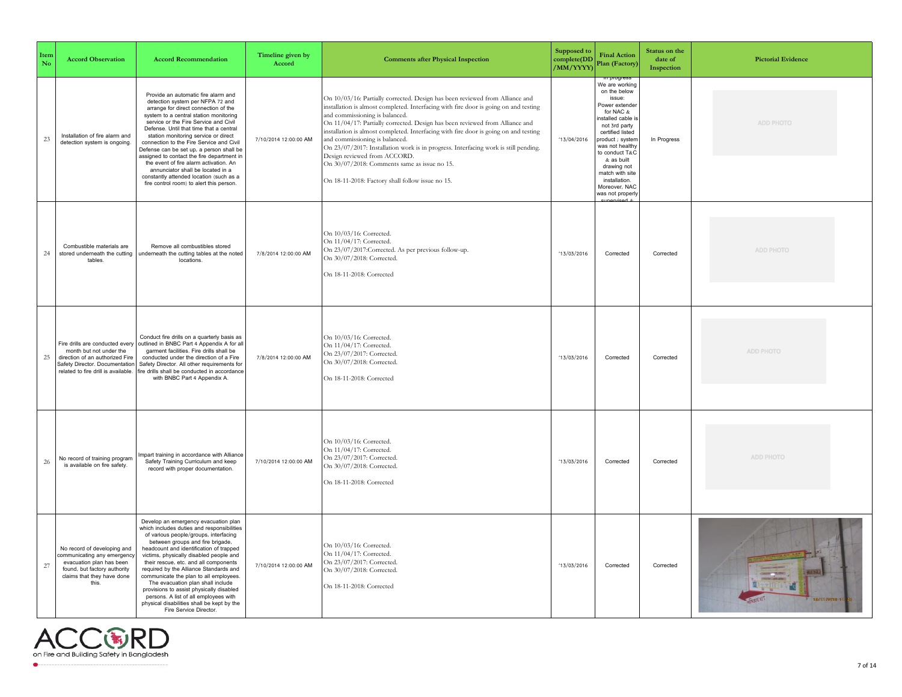| Item No | Accord Observation | Accord Recommendation | Timeline given by Accord | Comments after Physical Inspection | Supposed to complete(DD/MM/YYYY) | Final Action Plan (Factory) | Status on the date of Inspection | Pictorial Evidence |
|---|---|---|---|---|---|---|---|---|
| 23 | Installation of fire alarm and detection system is ongoing. | Provide an automatic fire alarm and detection system per NFPA 72 and arrange for direct connection of the system to a central station monitoring service or the Fire Service and Civil Defense. Until that time that a central station monitoring service or direct connection to the Fire Service and Civil Defense can be set up, a person shall be assigned to contact the fire department in the event of fire alarm activation. An annunciator shall be located in a constantly attended location (such as a fire control room) to alert this person. | 7/10/2014 12:00:00 AM | On 10/03/16: Partially corrected. Design has been reviewed from Alliance and installation is almost completed. Interfacing with fire door is going on and testing and commissioning is balanced.<br>On 11/04/17: Partially corrected. Design has been reviewed from Alliance and installation is almost completed. Interfacing with fire door is going on and testing and commissioning is balanced.<br>On 23/07/2017: Installation work is in progress. Interfacing work is still pending. Design reviewed from ACCORD.<br>On 30/07/2018: Comments same as issue no 15.<br>On 18-11-2018: Factory shall follow issue no 15. | '13/04/2016 | in progress We are working on the below issue: Power extender for NAC & installed cable is not 3rd party certified listed product ; system was not healthy to conduct T&C & as built drawing not match with site installation. Moreover, NAC was not properly supervised & | In Progress | ADD PHOTO |
| 24 | Combustible materials are stored underneath the cutting tables. | Remove all combustibles stored underneath the cutting tables at the noted locations. | 7/8/2014 12:00:00 AM | On 10/03/16: Corrected.<br>On 11/04/17: Corrected.<br>On 23/07/2017:Corrected. As per previous follow-up.<br>On 30/07/2018: Corrected.<br>On 18-11-2018: Corrected | '13/03/2016 | Corrected | Corrected | ADD PHOTO |
| 25 | Fire drills are conducted every month but not under the direction of an authorized Fire Safety Director. Documentation related to fire drill is available. | Conduct fire drills on a quarterly basis as outlined in BNBC Part 4 Appendix A for all garment facilities. Fire drills shall be conducted under the direction of a Fire Safety Director. All other requirements for fire drills shall be conducted in accordance with BNBC Part 4 Appendix A. | 7/8/2014 12:00:00 AM | On 10/03/16: Corrected.<br>On 11/04/17: Corrected.<br>On 23/07/2017: Corrected.<br>On 30/07/2018: Corrected.<br>On 18-11-2018: Corrected | '13/03/2016 | Corrected | Corrected | ADD PHOTO |
| 26 | No record of training program is available on fire safety. | Impart training in accordance with Alliance Safety Training Curriculum and keep record with proper documentation. | 7/10/2014 12:00:00 AM | On 10/03/16: Corrected.<br>On 11/04/17: Corrected.<br>On 23/07/2017: Corrected.<br>On 30/07/2018: Corrected.<br>On 18-11-2018: Corrected | '13/03/2016 | Corrected | Corrected | ADD PHOTO |
| 27 | No record of developing and communicating any emergency evacuation plan has been found, but factory authority claims that they have done this. | Develop an emergency evacuation plan which includes duties and responsibilities of various people/groups, interfacing between groups and fire brigade, headcount and identification of trapped victims, physically disabled people and their rescue, etc. and all components required by the Alliance Standards and communicate the plan to all employees. The evacuation plan shall include provisions to assist physically disabled persons. A list of all employees with physical disabilities shall be kept by the Fire Service Director. | 7/10/2014 12:00:00 AM | On 10/03/16: Corrected.<br>On 11/04/17: Corrected.<br>On 23/07/2017: Corrected.<br>On 30/07/2018: Corrected.<br>On 18-11-2018: Corrected | '13/03/2016 | Corrected | Corrected | |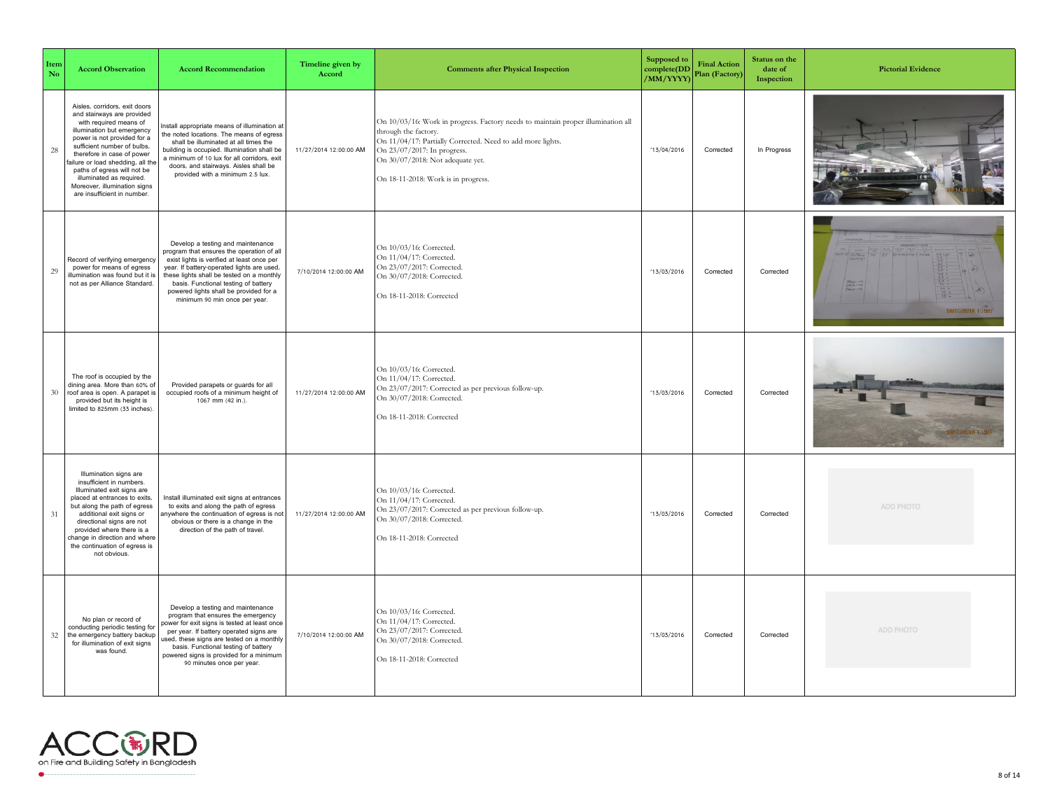| Item No | Accord Observation | Accord Recommendation | Timeline given by Accord | Comments after Physical Inspection | Supposed to complete(DD/MM/YYYY) | Final Action Plan (Factory) | Status on the date of Inspection | Pictorial Evidence |
|---|---|---|---|---|---|---|---|---|
| 28 | Aisles, corridors, exit doors and stairways are provided with required means of illumination but emergency power is not provided for a sufficient number of bulbs, therefore in case of power failure or load shedding, all the paths of egress will not be illuminated as required. Moreover, illumination signs are insufficient in number. | Install appropriate means of illumination at the noted locations. The means of egress shall be illuminated at all times the building is occupied. Illumination shall be a minimum of 10 lux for all corridors, exit doors, and stairways. Aisles shall be provided with a minimum 2.5 lux. | 11/27/2014 12:00:00 AM | On 10/03/16: Work in progress. Factory needs to maintain proper illumination all through the factory.<br>On 11/04/17: Partially Corrected. Need to add more lights.<br>On 23/07/2017: In progress.<br>On 30/07/2018: Not adequate yet.<br>On 18-11-2018: Work is in progress. | '13/04/2016 | Corrected | In Progress | |
| 29 | Record of verifying emergency power for means of egress illumination was found but it is not as per Alliance Standard. | Develop a testing and maintenance program that ensures the operation of all exit lights is verified at least once per year. If battery-operated lights are used, these lights shall be tested on a monthly basis. Functional testing of battery powered lights shall be provided for a minimum 90 min once per year. | 7/10/2014 12:00:00 AM | On 10/03/16: Corrected.<br>On 11/04/17: Corrected.<br>On 23/07/2017: Corrected.<br>On 30/07/2018: Corrected.<br>On 18-11-2018: Corrected | '13/03/2016 | Corrected | Corrected | |
| 30 | The roof is occupied by the dining area. More than 60% of roof area is open. A parapet is provided but its height is limited to 825mm (33 inches). | Provided parapets or guards for all occupied roofs of a minimum height of 1067 mm (42 in.). | 11/27/2014 12:00:00 AM | On 10/03/16: Corrected.<br>On 11/04/17: Corrected.<br>On 23/07/2017: Corrected as per previous follow-up.<br>On 30/07/2018: Corrected.<br>On 18-11-2018: Corrected | '13/03/2016 | Corrected | Corrected | |
| 31 | Illumination signs are insufficient in numbers. Illuminated exit signs are placed at entrances to exits, but along the path of egress additional exit signs or directional signs are not provided where there is a change in direction and where the continuation of egress is not obvious. | Install illuminated exit signs at entrances to exits and along the path of egress anywhere the continuation of egress is not obvious or there is a change in the direction of the path of travel. | 11/27/2014 12:00:00 AM | On 10/03/16: Corrected.<br>On 11/04/17: Corrected.<br>On 23/07/2017: Corrected as per previous follow-up.<br>On 30/07/2018: Corrected.<br>On 18-11-2018: Corrected | '13/03/2016 | Corrected | Corrected | ADD PHOTO |
| 32 | No plan or record of conducting periodic testing for the emergency battery backup for illumination of exit signs was found. | Develop a testing and maintenance program that ensures the emergency power for exit signs is tested at least once per year. If battery operated signs are used, these signs are tested on a monthly basis. Functional testing of battery powered signs is provided for a minimum 90 minutes once per year. | 7/10/2014 12:00:00 AM | On 10/03/16: Corrected.<br>On 11/04/17: Corrected.<br>On 23/07/2017: Corrected.<br>On 30/07/2018: Corrected.<br>On 18-11-2018: Corrected | '13/03/2016 | Corrected | Corrected | ADD PHOTO |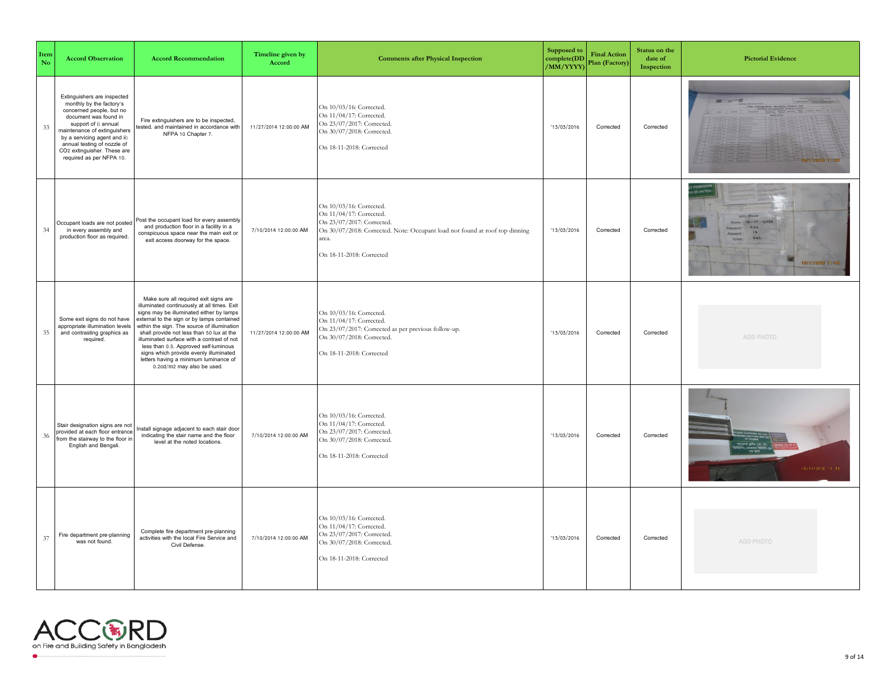| Item No | Accord Observation | Accord Recommendation | Timeline given by Accord | Comments after Physical Inspection | Supposed to complete(DD/MM/YYYY) | Final Action Plan (Factory) | Status on the date of Inspection | Pictorial Evidence |
|---|---|---|---|---|---|---|---|---|
| 33 | Extinguishers are inspected monthly by the factory's concerned people, but no document was found in support of i) annual maintenance of extinguishers by a servicing agent and ii) annual testing of nozzle of $CO_2$ extinguisher. These are required as per NFPA 10. | Fire extinguishers are to be inspected, tested, and maintained in accordance with NFPA 10 Chapter 7. | 11/27/2014 12:00:00 AM | On 10/03/16: Corrected.<br>On 11/04/17: Corrected.<br>On 23/07/2017: Corrected.<br>On 30/07/2018: Corrected.<br><br>On 18-11-2018: Corrected | '13/03/2016 | Corrected | Corrected | |
| 34 | Occupant loads are not posted in every assembly and production floor as required. | Post the occupant load for every assembly and production floor in a facility in a conspicuous space near the main exit or exit access doorway for the space. | 7/10/2014 12:00:00 AM | On 10/03/16: Corrected.<br>On 11/04/17: Corrected.<br>On 23/07/2017: Corrected.<br>On 30/07/2018: Corrected. Note: Occupant load not found at roof top dinning area.<br><br>On 18-11-2018: Corrected | '13/03/2016 | Corrected | Corrected | |
| 35 | Some exit signs do not have appropriate illumination levels and contrasting graphics as required. | Make sure all required exit signs are illuminated continuously at all times. Exit signs may be illuminated either by lamps external to the sign or by lamps contained within the sign. The source of illumination shall provide not less than 50 lux at the illuminated surface with a contrast of not less than 0.5. Approved self-luminous signs which provide evenly illuminated letters having a minimum luminance of 0.2cd/m2 may also be used. | 11/27/2014 12:00:00 AM | On 10/03/16: Corrected.<br>On 11/04/17: Corrected.<br>On 23/07/2017: Corrected as per previous follow-up.<br>On 30/07/2018: Corrected.<br><br>On 18-11-2018: Corrected | '13/03/2016 | Corrected | Corrected | ADD PHOTO |
| 36 | Stair designation signs are not provided at each floor entrance from the stairway to the floor in English and Bengali. | Install signage adjacent to each stair door indicating the stair name and the floor level at the noted locations. | 7/10/2014 12:00:00 AM | On 10/03/16: Corrected.<br>On 11/04/17: Corrected.<br>On 23/07/2017: Corrected.<br>On 30/07/2018: Corrected.<br><br>On 18-11-2018: Corrected | '13/03/2016 | Corrected | Corrected | |
| 37 | Fire department pre-planning was not found. | Complete fire department pre-planning activities with the local Fire Service and Civil Defense. | 7/10/2014 12:00:00 AM | On 10/03/16: Corrected.<br>On 11/04/17: Corrected.<br>On 23/07/2017: Corrected.<br>On 30/07/2018: Corrected.<br><br>On 18-11-2018: Corrected | '13/03/2016 | Corrected | Corrected | ADD PHOTO |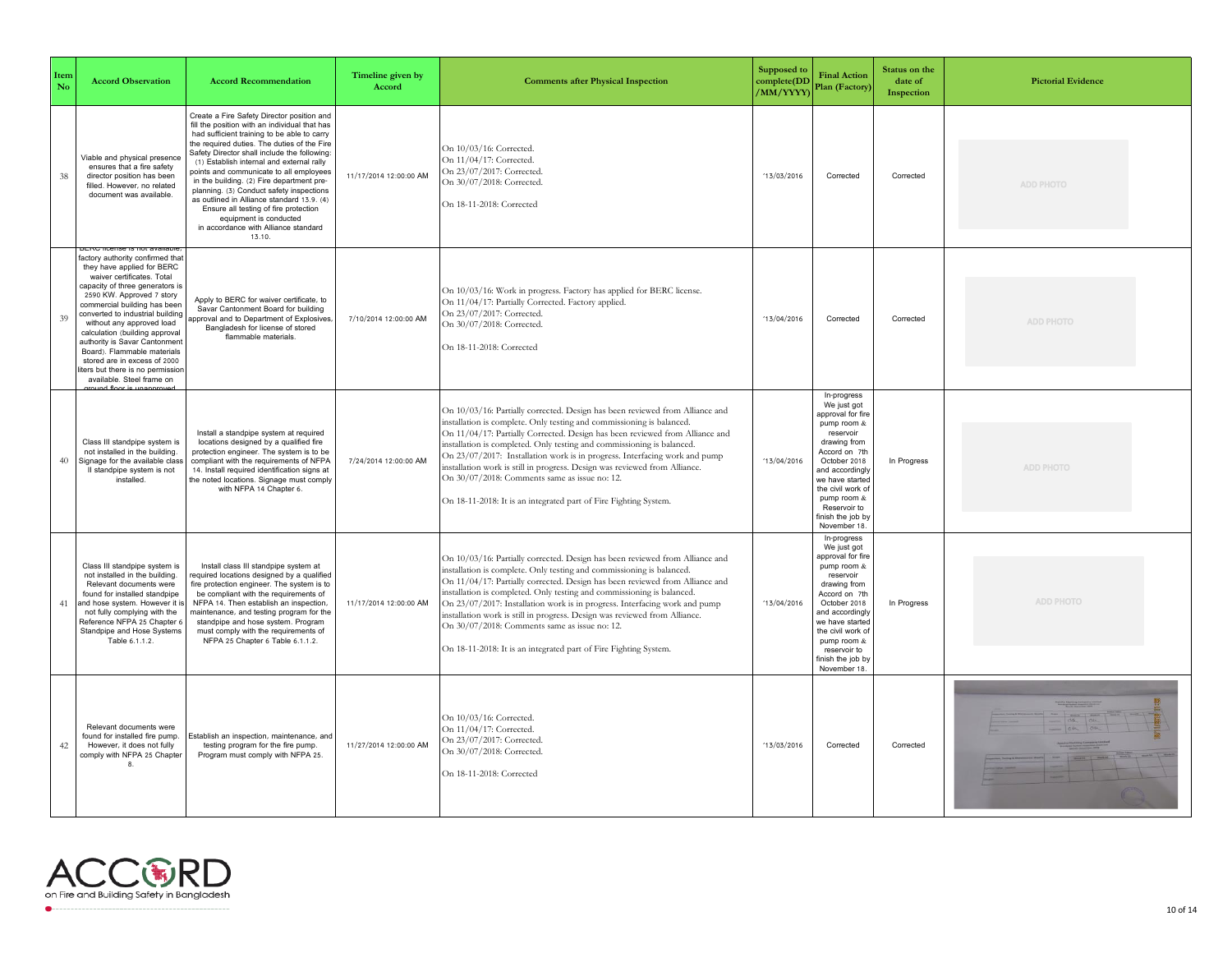| Item No | Accord Observation | Accord Recommendation | Timeline given by Accord | Comments after Physical Inspection | Supposed to complete(DD /MM/YYYY) | Final Action Plan (Factory) | Status on the date of Inspection | Pictorial Evidence |
|---|---|---|---|---|---|---|---|---|
| 38 | Viable and physical presence ensures that a fire safety director position has been filled. However, no related document was available. | Create a Fire Safety Director position and fill the position with an individual that has had sufficient training to be able to carry the required duties. The duties of the Fire Safety Director shall include the following: (1) Establish internal and external rally points and communicate to all employees in the building. (2) Fire department pre-planning. (3) Conduct safety inspections as outlined in Alliance standard 13.9. (4) Ensure all testing of fire protection equipment is conducted in accordance with Alliance standard 13.10. | 11/17/2014 12:00:00 AM | On 10/03/16: Corrected.<br>On 11/04/17: Corrected.<br>On 23/07/2017: Corrected.<br>On 30/07/2018: Corrected.<br><br>On 18-11-2018: Corrected | '13/03/2016 | Corrected | Corrected | ADD PHOTO |
| 39 | BERC license is not available, factory authority confirmed that they have applied for BERC waiver certificates. Total capacity of three generators is 2590 KW. Approved 7 story commercial building has been converted to industrial building without any approved load calculation (building approval authority is Savar Cantonment Board). Flammable materials stored are in excess of 2000 liters but there is no permission available. Steel frame on ground floor is unapproved | Apply to BERC for waiver certificate, to Savar Cantonment Board for building approval and to Department of Explosives, Bangladesh for license of stored flammable materials. | 7/10/2014 12:00:00 AM | On 10/03/16: Work in progress. Factory has applied for BERC license.<br>On 11/04/17: Partially Corrected. Factory applied.<br>On 23/07/2017: Corrected.<br>On 30/07/2018: Corrected.<br><br>On 18-11-2018: Corrected | '13/04/2016 | Corrected | Corrected | ADD PHOTO |
| 40 | Class III standpipe system is not installed in the building. Signage for the available class II standpipe system is not installed. | Install a standpipe system at required locations designed by a qualified fire protection engineer. The system is to be compliant with the requirements of NFPA 14. Install required identification signs at the noted locations. Signage must comply with NFPA 14 Chapter 6. | 7/24/2014 12:00:00 AM | On 10/03/16: Partially corrected. Design has been reviewed from Alliance and installation is complete. Only testing and commissioning is balanced.<br>On 11/04/17: Partially Corrected. Design has been reviewed from Alliance and installation is completed. Only testing and commissioning is balanced.<br>On 23/07/2017: Installation work is in progress. Interfacing work and pump installation work is still in progress. Design was reviewed from Alliance.<br>On 30/07/2018: Comments same as issue no: 12.<br><br>On 18-11-2018: It is an integrated part of Fire Fighting System. | '13/04/2016 | In-progress We just got approval for fire pump room & reservoir drawing from Accord on 7th October 2018 and accordingly we have started the civil work of pump room & Reservoir to finish the job by November 18. | In Progress | ADD PHOTO |
| 41 | Class III standpipe system is not installed in the building. Relevant documents were found for installed standpipe and hose system. However it is not fully complying with the Reference NFPA 25 Chapter 6 Standpipe and Hose Systems Table 6.1.1.2. | Install class III standpipe system at required locations designed by a qualified fire protection engineer. The system is to be compliant with the requirements of NFPA 14. Then establish an inspection, maintenance, and testing program for the standpipe and hose system. Program must comply with the requirements of NFPA 25 Chapter 6 Table 6.1.1.2. | 11/17/2014 12:00:00 AM | On 10/03/16: Partially corrected. Design has been reviewed from Alliance and installation is complete. Only testing and commissioning is balanced.<br>On 11/04/17: Partially corrected. Design has been reviewed from Alliance and installation is completed. Only testing and commissioning is balanced.<br>On 23/07/2017: Installation work is in progress. Interfacing work and pump installation work is still in progress. Design was reviewed from Alliance.<br>On 30/07/2018: Comments same as issue no: 12.<br><br>On 18-11-2018: It is an integrated part of Fire Fighting System. | '13/04/2016 | In-progress We just got approval for fire pump room & reservoir drawing from Accord on 7th October 2018 and accordingly we have started the civil work of pump room & reservoir to finish the job by November 18. | In Progress | ADD PHOTO |
| 42 | Relevant documents were found for installed fire pump. However, it does not fully comply with NFPA 25 Chapter 8. | Establish an inspection, maintenance, and testing program for the fire pump. Program must comply with NFPA 25. | 11/27/2014 12:00:00 AM | On 10/03/16: Corrected.<br>On 11/04/17: Corrected.<br>On 23/07/2017: Corrected.<br>On 30/07/2018: Corrected.<br><br>On 18-11-2018: Corrected | '13/03/2016 | Corrected | Corrected | |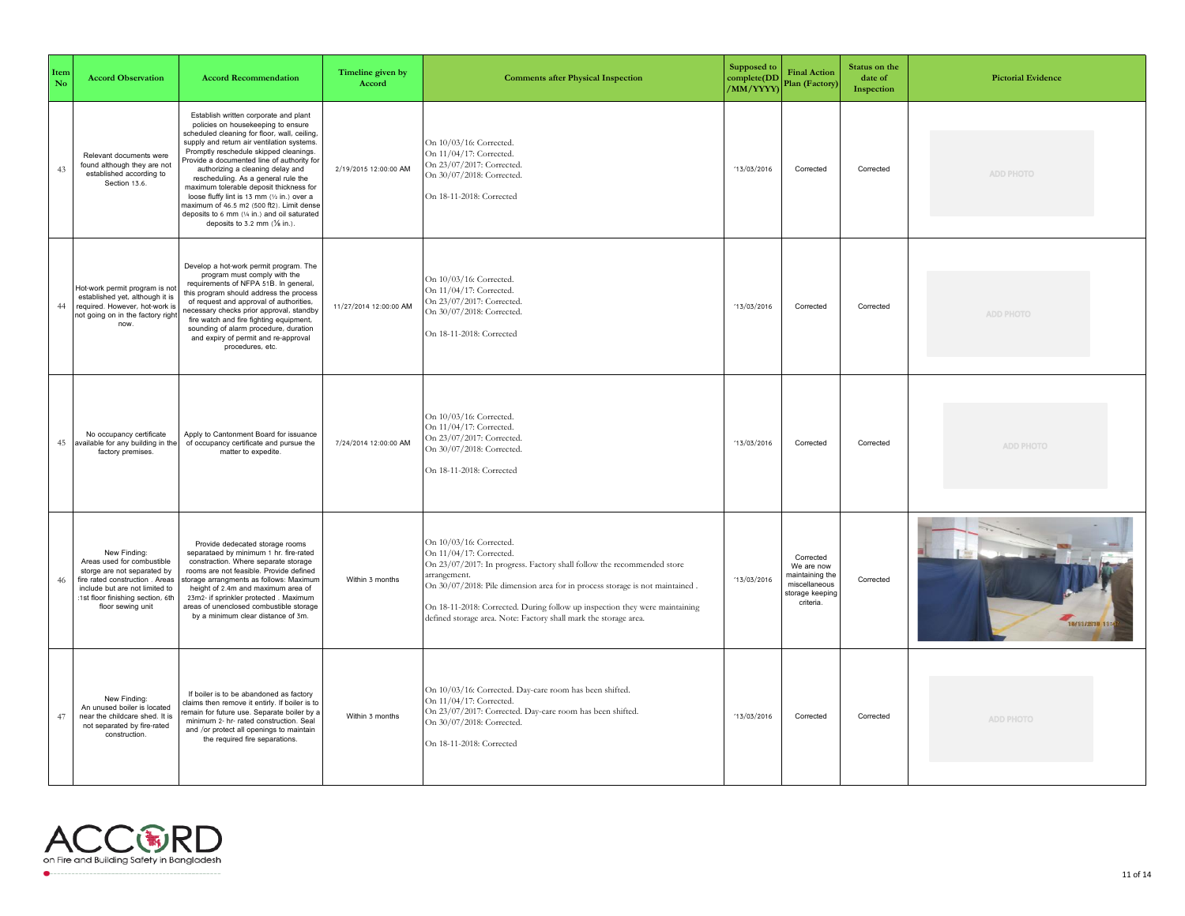| Item No | Accord Observation | Accord Recommendation | Timeline given by Accord | Comments after Physical Inspection | Supposed to complete(DD/MM/YYYY) | Final Action Plan (Factory) | Status on the date of Inspection | Pictorial Evidence |
|---|---|---|---|---|---|---|---|---|
| 43 | Relevant documents were found although they are not established according to Section 13.6. | Establish written corporate and plant policies on housekeeping to ensure scheduled cleaning for floor, wall, ceiling, supply and return air ventilation systems. Promptly reschedule skipped cleanings. Provide a documented line of authority for authorizing a cleaning delay and rescheduling. As a general rule the maximum tolerable deposit thickness for loose fluffy lint is 13 mm (½ in.) over a maximum of 46.5 m2 (500 ft2). Limit dense deposits to 6 mm (¼ in.) and oil saturated deposits to 3.2 mm (⅛ in.). | 2/19/2015 12:00:00 AM | On 10/03/16: Corrected.<br>On 11/04/17: Corrected.<br>On 23/07/2017: Corrected.<br>On 30/07/2018: Corrected.<br><br>On 18-11-2018: Corrected | '13/03/2016 | Corrected | Corrected | ADD PHOTO |
| 44 | Hot-work permit program is not established yet, although it is required. However, hot-work is not going on in the factory right now. | Develop a hot-work permit program. The program must comply with the requirements of NFPA 51B. In general, this program should address the process of request and approval of authorities, necessary checks prior approval, standby fire watch and fire fighting equipment, sounding of alarm procedure, duration and expiry of permit and re-approval procedures, etc. | 11/27/2014 12:00:00 AM | On 10/03/16: Corrected.<br>On 11/04/17: Corrected.<br>On 23/07/2017: Corrected.<br>On 30/07/2018: Corrected.<br><br>On 18-11-2018: Corrected | '13/03/2016 | Corrected | Corrected | ADD PHOTO |
| 45 | No occupancy certificate available for any building in the factory premises. | Apply to Cantonment Board for issuance of occupancy certificate and pursue the matter to expedite. | 7/24/2014 12:00:00 AM | On 10/03/16: Corrected.<br>On 11/04/17: Corrected.<br>On 23/07/2017: Corrected.<br>On 30/07/2018: Corrected.<br><br>On 18-11-2018: Corrected | '13/03/2016 | Corrected | Corrected | ADD PHOTO |
| 46 | New Finding:<br>Areas used for combustible storge are not separated by fire rated construction . Areas include but are not limited to :1st floor finishing section, 6th floor sewing unit | Provide dedecated storage rooms separataed by minimum 1 hr. fire-rated constraction. Where separate storage rooms are not feasible. Provide defined storage arrangments as follows: Maximum height of 2.4m and maximum area of 23m2- if sprinkler protected . Maximum areas of unenclosed combustible storage by a minimum clear distance of 3m. | Within 3 months | On 10/03/16: Corrected.<br>On 11/04/17: Corrected.<br>On 23/07/2017: In progress. Factory shall follow the recommended store arrangement.<br>On 30/07/2018: Pile dimension area for in process storage is not maintained .<br><br>On 18-11-2018: Corrected. During follow up inspection they were maintaining defined storage area. Note: Factory shall mark the storage area. | '13/03/2016 | Corrected<br>We are now maintaining the miscellaneous storage keeping criteria. | Corrected | |
| 47 | New Finding:<br>An unused boiler is located near the childcare shed. It is not separated by fire-rated construction. | If boiler is to be abandoned as factory claims then remove it entirly. If boiler is to remain for future use. Separate boiler by a minimum 2- hr- rated construction. Seal and /or protect all openings to maintain the required fire separations. | Within 3 months | On 10/03/16: Corrected. Day-care room has been shifted.<br>On 11/04/17: Corrected.<br>On 23/07/2017: Corrected. Day-care room has been shifted.<br>On 30/07/2018: Corrected.<br><br>On 18-11-2018: Corrected | '13/03/2016 | Corrected | Corrected | ADD PHOTO |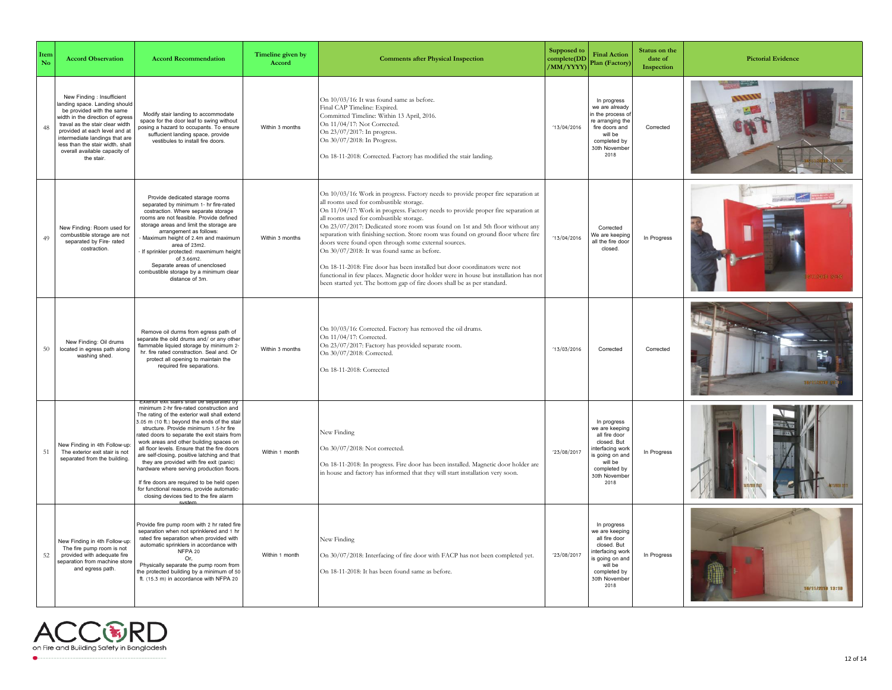| Item No | Accord Observation | Accord Recommendation | Timeline given by Accord | Comments after Physical Inspection | Supposed to complete(DD/MM/YYYY) | Final Action Plan (Factory) | Status on the date of Inspection | Pictorial Evidence |
|---|---|---|---|---|---|---|---|---|
| 48 | New Finding : Insufficient landing space. Landing should be provided with the same width in the direction of egress traval as the stair clear width provided at each level and at intermediate landings that are less than the stair width, shall overall available capacity of the stair. | Modify stair landing to accommodate space for the door leaf to swing without posing a hazard to occupants. To ensure sufficient landing space, provide vestibules to install fire doors. | Within 3 months | On 10/03/16: It was found same as before.<br>Final CAP Timeline: Expired.<br>Committed Timeline: Within 13 April, 2016.<br>On 11/04/17: Not Corrected.<br>On 23/07/2017: In progress.<br>On 30/07/2018: In Progress.<br>On 18-11-2018: Corrected. Factory has modified the stair landing. | '13/04/2016 | In progress we are already in the process of re arranging the fire doors and will be completed by 30th November 2018 | Corrected | |
| 49 | New Finding: Room used for combustible storage are not separated by Fire- rated costraction. | Provide dedicated starage rooms separated by minimum 1- hr fire-rated costraction. Where separate storage rooms are not feasible. Provide defined storage areas and limit the storage are arrangement as follows:<br>- Maximum height of 2.4m and maximum area of 23m2.<br>- If sprinkler protected: maxmimum height of 3.66m2.<br>Separate areas of unenclosed combustible storage by a minimum clear distance of 3m. | Within 3 months | On 10/03/16: Work in progress. Factory needs to provide proper fire separation at all rooms used for combustible storage.<br>On 11/04/17: Work in progress. Factory needs to provide proper fire separation at all rooms used for combustible storage.<br>On 23/07/2017: Dedicated store room was found on 1st and 5th floor without any separation with finishing section. Store room was found on ground floor where fire doors were found open through some external sources.<br>On 30/07/2018: It was found same as before.<br>On 18-11-2018: Fire door has been installed but door coordinators were not functional in few places. Magnetic door holder were in house but installation has not been started yet. The bottom gap of fire doors shall be as per standard. | '13/04/2016 | Corrected We are keeping all the fire door closed. | In Progress | |
| 50 | New Finding: Oil drums located in egress path along washing shed. | Remove oil drums from egress path of separate the oild drums and/ or any other flammable liquied storage by minimum 2-hr. fire rated constraction. Seal and. Or protect all opening to maintain the required fire separations. | Within 3 months | On 10/03/16: Corrected. Factory has removed the oil drums.<br>On 11/04/17: Corrected.<br>On 23/07/2017: Factory has provided separate room.<br>On 30/07/2018: Corrected.<br>On 18-11-2018: Corrected | '13/03/2016 | Corrected | Corrected | |
| 51 | New Finding in 4th Follow-up: The exterior exit stair is not separated from the building. | Exterior exit stairs shall be separated by minimum 2-hr fire-rated construction and The rating of the exterior wall shall extend 3.05 m (10 ft.) beyond the ends of the stair structure. Provide minimum 1.5-hr fire rated doors to separate the exit stairs from work areas and other building spaces on all floor levels. Ensure that the fire doors are self-closing, positive latching and that they are provided with fire exit (panic) hardware where serving production floors.<br>If fire doors are required to be held open for functional reasons, provide automatic-closing devices tied to the fire alarm system | Within 1 month | New Finding<br>On 30/07/2018: Not corrected.<br>On 18-11-2018: In progress. Fire door has been installed. Magnetic door holder are in house and factory has informed that they will start installation very soon. | '23/08/2017 | In progress we are keeping all fire door closed. But interfacing work is going on and will be completed by 30th November 2018 | In Progress | |
| 52 | New Finding in 4th Follow-up: The fire pump room is not provided with adequate fire separation from machine store and egress path. | Provide fire pump room with 2 hr rated fire separation when not sprinklered and 1 hr rated fire separation when provided with automatic sprinklers in accordance with NFPA 20<br>Or,<br>Physically separate the pump room from the protected building by a minimum of 50 ft. (15.3 m) in accordance with NFPA 20 | Within 1 month | New Finding<br>On 30/07/2018: Interfacing of fire door with FACP has not been completed yet.<br>On 18-11-2018: It has been found same as before. | '23/08/2017 | In progress we are keeping all fire door closed. But interfacing work is going on and will be completed by 30th November 2018 | In Progress | |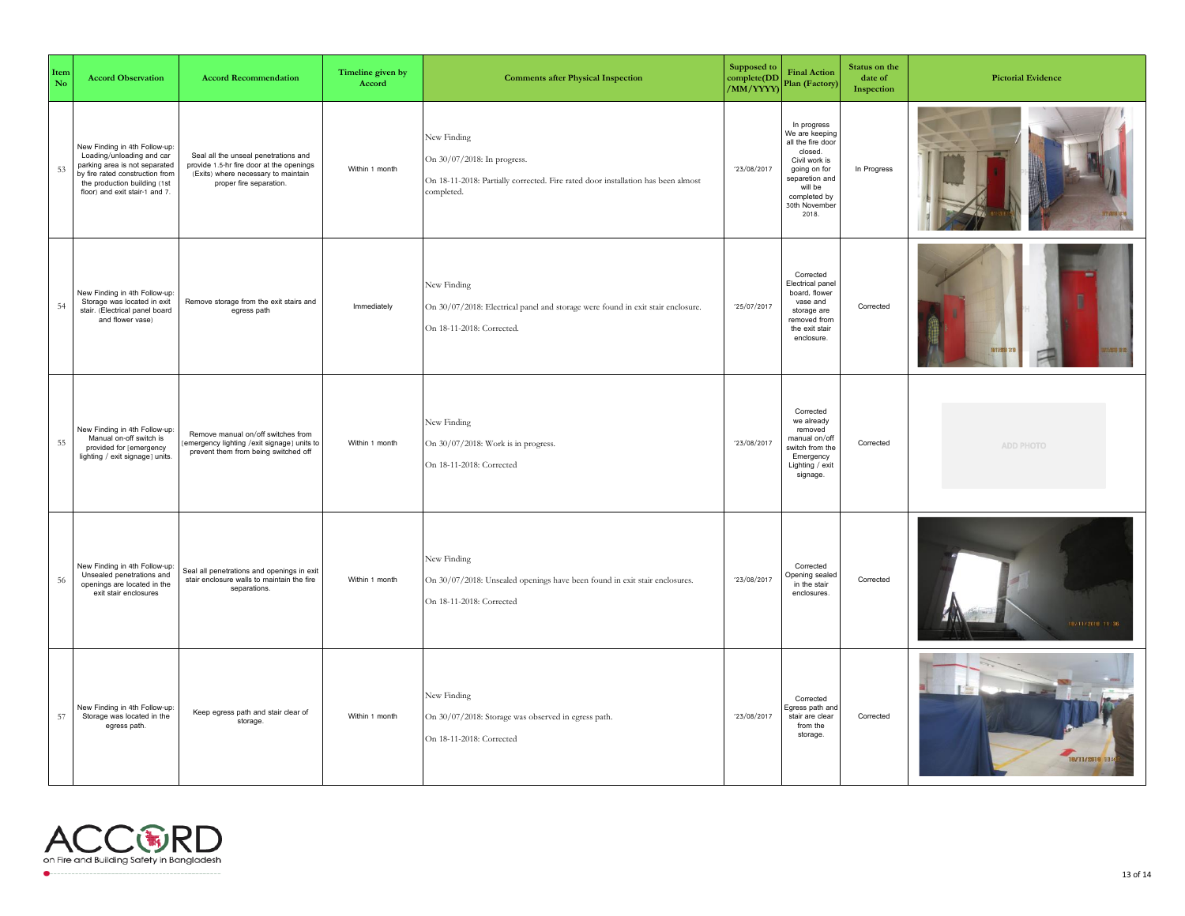| Item No | Accord Observation | Accord Recommendation | Timeline given by Accord | Comments after Physical Inspection | Supposed to complete(DD/MM/YYYY) | Final Action Plan (Factory) | Status on the date of Inspection | Pictorial Evidence |
|---|---|---|---|---|---|---|---|---|
| 53 | New Finding in 4th Follow-up: Loading/unloading and car parking area is not separated by fire rated construction from the production building (1st floor) and exit stair-1 and 7. | Seal all the unseal penetrations and provide 1.5-hr fire door at the openings (Exits) where necessary to maintain proper fire separation. | Within 1 month | New Finding<br>On 30/07/2018: In progress.<br>On 18-11-2018: Partially corrected. Fire rated door installation has been almost completed. | '23/08/2017 | In progress We are keeping all the fire door closed. Civil work is going on for separetion and will be completed by 30th November 2018. | In Progress | |
| 54 | New Finding in 4th Follow-up: Storage was located in exit stair. (Electrical panel board and flower vase) | Remove storage from the exit stairs and egress path | Immediately | New Finding<br>On 30/07/2018: Electrical panel and storage were found in exit stair enclosure.<br>On 18-11-2018: Corrected. | '25/07/2017 | Corrected Electrical panel board, flower vase and storage are removed from the exit stair enclosure. | Corrected | |
| 55 | New Finding in 4th Follow-up: Manual on-off switch is provided for (emergency lighting / exit signage) units. | Remove manual on/off switches from (emergency lighting /exit signage) units to prevent them from being switched off | Within 1 month | New Finding<br>On 30/07/2018: Work is in progress.<br>On 18-11-2018: Corrected | '23/08/2017 | Corrected we already removed manual on/off switch from the Emergency Lighting / exit signage. | Corrected | ADD PHOTO |
| 56 | New Finding in 4th Follow-up: Unsealed penetrations and openings are located in the exit stair enclosures | Seal all penetrations and openings in exit stair enclosure walls to maintain the fire separations. | Within 1 month | New Finding<br>On 30/07/2018: Unsealed openings have been found in exit stair enclosures.<br>On 18-11-2018: Corrected | '23/08/2017 | Corrected Opening sealed in the stair enclosures. | Corrected | |
| 57 | New Finding in 4th Follow-up: Storage was located in the egress path. | Keep egress path and stair clear of storage. | Within 1 month | New Finding<br>On 30/07/2018: Storage was observed in egress path.<br>On 18-11-2018: Corrected | '23/08/2017 | Corrected Egress path and stair are clear from the storage. | Corrected | |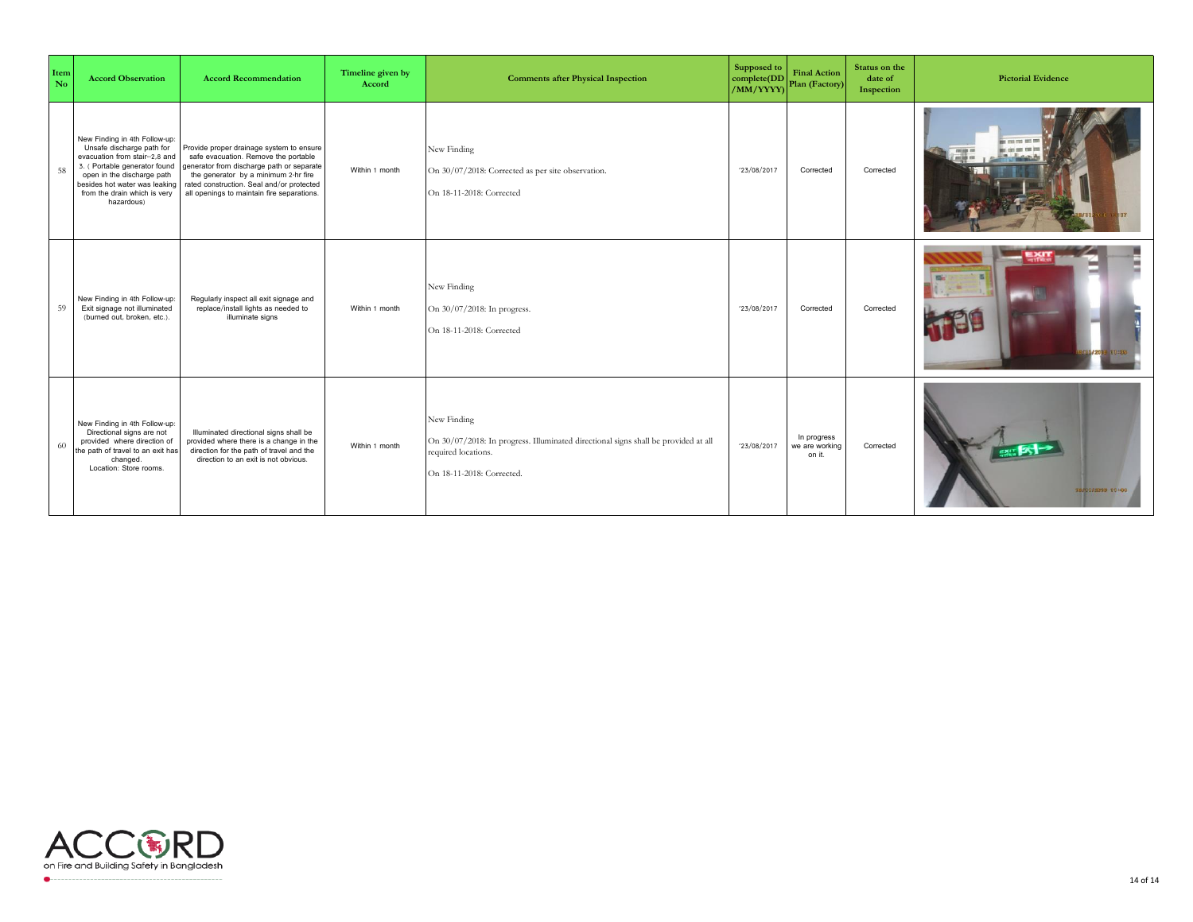| Item No | Accord Observation | Accord Recommendation | Timeline given by Accord | Comments after Physical Inspection | Supposed to complete(DD/MM/YYYY) | Final Action Plan (Factory) | Status on the date of Inspection | Pictorial Evidence |
|---|---|---|---|---|---|---|---|---|
| 58 | New Finding in 4th Follow-up: Unsafe discharge path for evacuation from stair–2,8 and 3. ( Portable generator found open in the discharge path besides hot water was leaking from the drain which is very hazardous) | Provide proper drainage system to ensure safe evacuation. Remove the portable generator from discharge path or separate the generator by a minimum 2-hr fire rated construction. Seal and/or protected all openings to maintain fire separations. | Within 1 month | New Finding<br><br>On 30/07/2018: Corrected as per site observation.<br><br>On 18-11-2018: Corrected | '23/08/2017 | Corrected | Corrected | |
| 59 | New Finding in 4th Follow-up: Exit signage not illuminated (burned out, broken, etc.). | Regularly inspect all exit signage and replace/install lights as needed to illuminate signs | Within 1 month | New Finding<br><br>On 30/07/2018: In progress.<br><br>On 18-11-2018: Corrected | '23/08/2017 | Corrected | Corrected | |
| 60 | New Finding in 4th Follow-up: Directional signs are not provided where direction of the path of travel to an exit has changed. Location: Store rooms. | Illuminated directional signs shall be provided where there is a change in the direction for the path of travel and the direction to an exit is not obvious. | Within 1 month | New Finding<br><br>On 30/07/2018: In progress. Illuminated directional signs shall be provided at all required locations.<br><br>On 18-11-2018: Corrected. | '23/08/2017 | In progress we are working on it. | Corrected | |